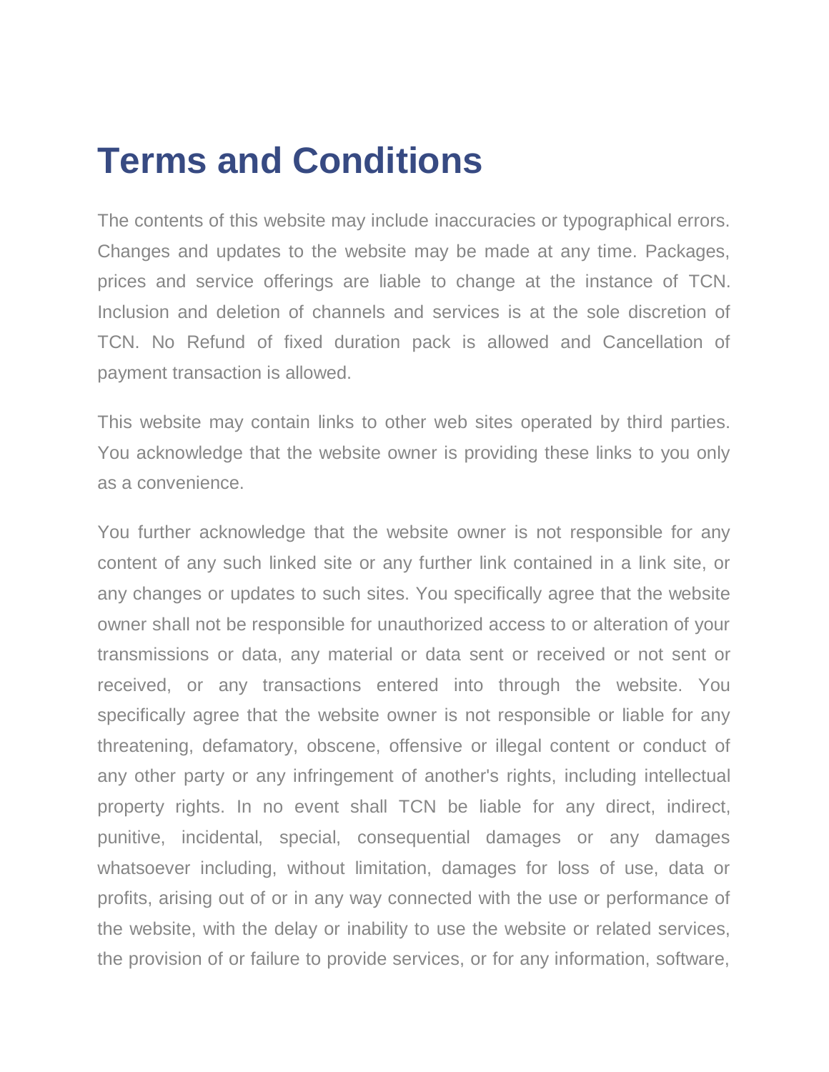# Terms and Conditions

The contents of this website may include inaccuracies or typographical errors. Changes and updates to the website may be made at any time. Packages, prices and service offerings are liable to change at the instance of TCN. Inclusion and deletion of channels and services is at the sole discretion of TCN. No Refund of fixed duration pack is allowed and Cancellation of payment transaction is allowed.

This website may contain links to other web sites operated by third parties. You acknowledge that the website owner is providing these links to you only as a convenience.

You further acknowledge that the website owner is not responsible for any content of any such linked site or any further link contained in a link site, or any changes or updates to such sites. You specifically agree that the website owner shall not be responsible for unauthorized access to or alteration of your transmissions or data, any material or data sent or received or not sent or received, or any transactions entered into through the website. You specifically agree that the website owner is not responsible or liable for any threatening, defamatory, obscene, offensive or illegal content or conduct of any other party or any infringement of another's rights, including intellectual property rights. In no event shall TCN be liable for any direct, indirect, punitive, incidental, special, consequential damages or any damages whatsoever including, without limitation, damages for loss of use, data or profits, arising out of or in any way connected with the use or performance of the website, with the delay or inability to use the website or related services, the provision of or failure to provide services, or for any information, software,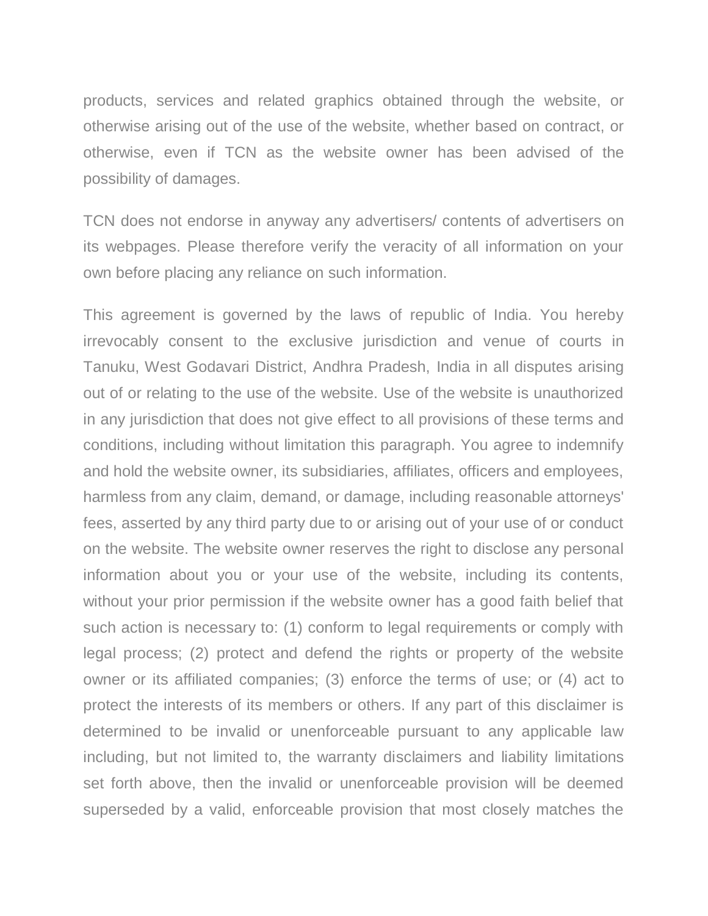products, services and related graphics obtained through the website, or otherwise arising out of the use of the website, whether based on contract, or otherwise, even if TCN as the website owner has been advised of the possibility of damages.

TCN does not endorse in anyway any advertisers/ contents of advertisers on its webpages. Please therefore verify the veracity of all information on your own before placing any reliance on such information.

This agreement is governed by the laws of republic of India. You hereby irrevocably consent to the exclusive jurisdiction and venue of courts in Tanuku, West Godavari District, Andhra Pradesh, India in all disputes arising out of or relating to the use of the website. Use of the website is unauthorized in any jurisdiction that does not give effect to all provisions of these terms and conditions, including without limitation this paragraph. You agree to indemnify and hold the website owner, its subsidiaries, affiliates, officers and employees, harmless from any claim, demand, or damage, including reasonable attorneys' fees, asserted by any third party due to or arising out of your use of or conduct on the website. The website owner reserves the right to disclose any personal information about you or your use of the website, including its contents, without your prior permission if the website owner has a good faith belief that such action is necessary to: (1) conform to legal requirements or comply with legal process; (2) protect and defend the rights or property of the website owner or its affiliated companies; (3) enforce the terms of use; or (4) act to protect the interests of its members or others. If any part of this disclaimer is determined to be invalid or unenforceable pursuant to any applicable law including, but not limited to, the warranty disclaimers and liability limitations set forth above, then the invalid or unenforceable provision will be deemed superseded by a valid, enforceable provision that most closely matches the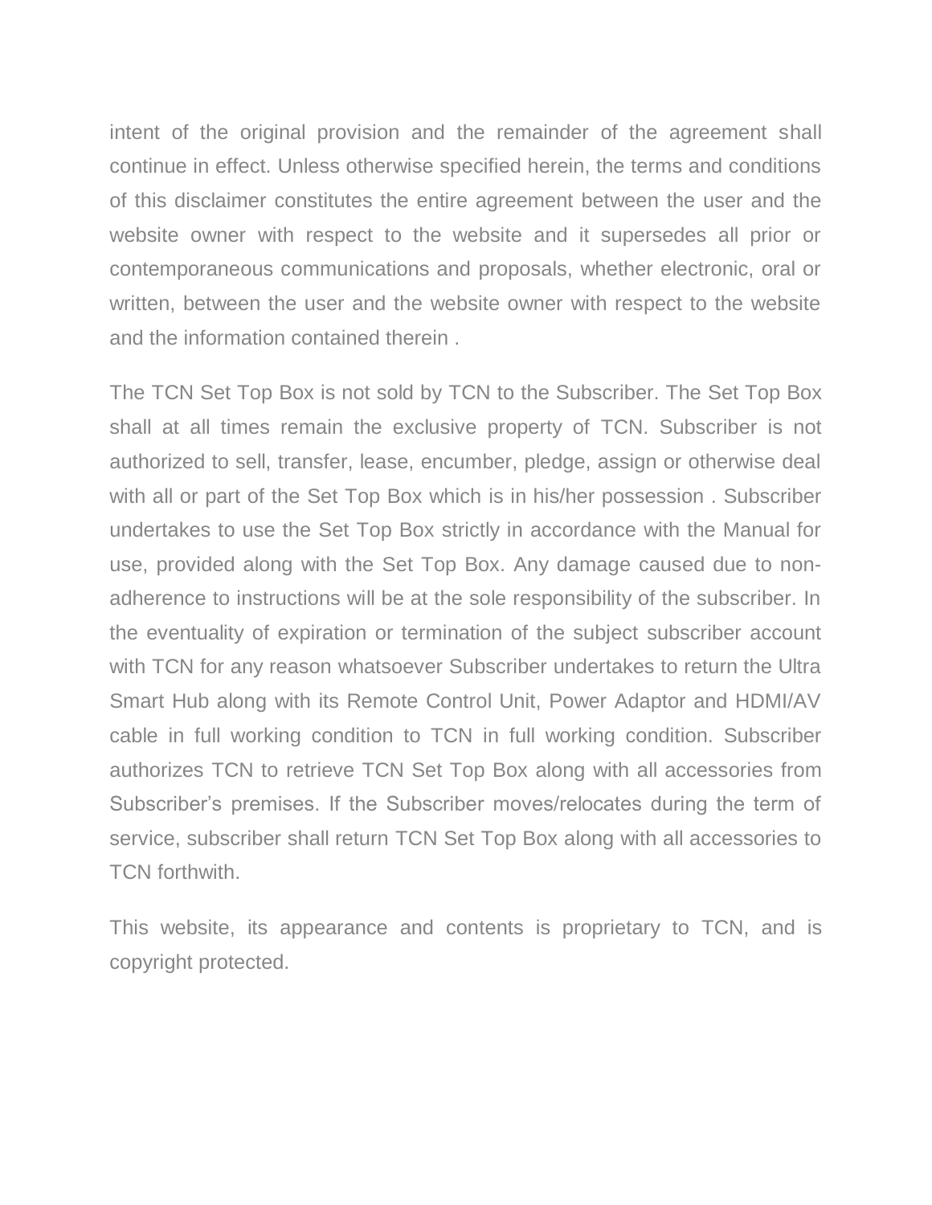intent of the original provision and the remainder of the agreement shall continue in effect. Unless otherwise specified herein, the terms and conditions of this disclaimer constitutes the entire agreement between the user and the website owner with respect to the website and it supersedes all prior or contemporaneous communications and proposals, whether electronic, oral or written, between the user and the website owner with respect to the website and the information contained therein .

The TCN Set Top Box is not sold by TCN to the Subscriber. The Set Top Box shall at all times remain the exclusive property of TCN. Subscriber is not authorized to sell, transfer, lease, encumber, pledge, assign or otherwise deal with all or part of the Set Top Box which is in his/her possession . Subscriber undertakes to use the Set Top Box strictly in accordance with the Manual for use, provided along with the Set Top Box. Any damage caused due to non-adherence to instructions will be at the sole responsibility of the subscriber. In the eventuality of expiration or termination of the subject subscriber account with TCN for any reason whatsoever Subscriber undertakes to return the Ultra Smart Hub along with its Remote Control Unit, Power Adaptor and HDMI/AV cable in full working condition to TCN in full working condition. Subscriber authorizes TCN to retrieve TCN Set Top Box along with all accessories from Subscriber's premises. If the Subscriber moves/relocates during the term of service, subscriber shall return TCN Set Top Box along with all accessories to TCN forthwith.

This website, its appearance and contents is proprietary to TCN, and is copyright protected.